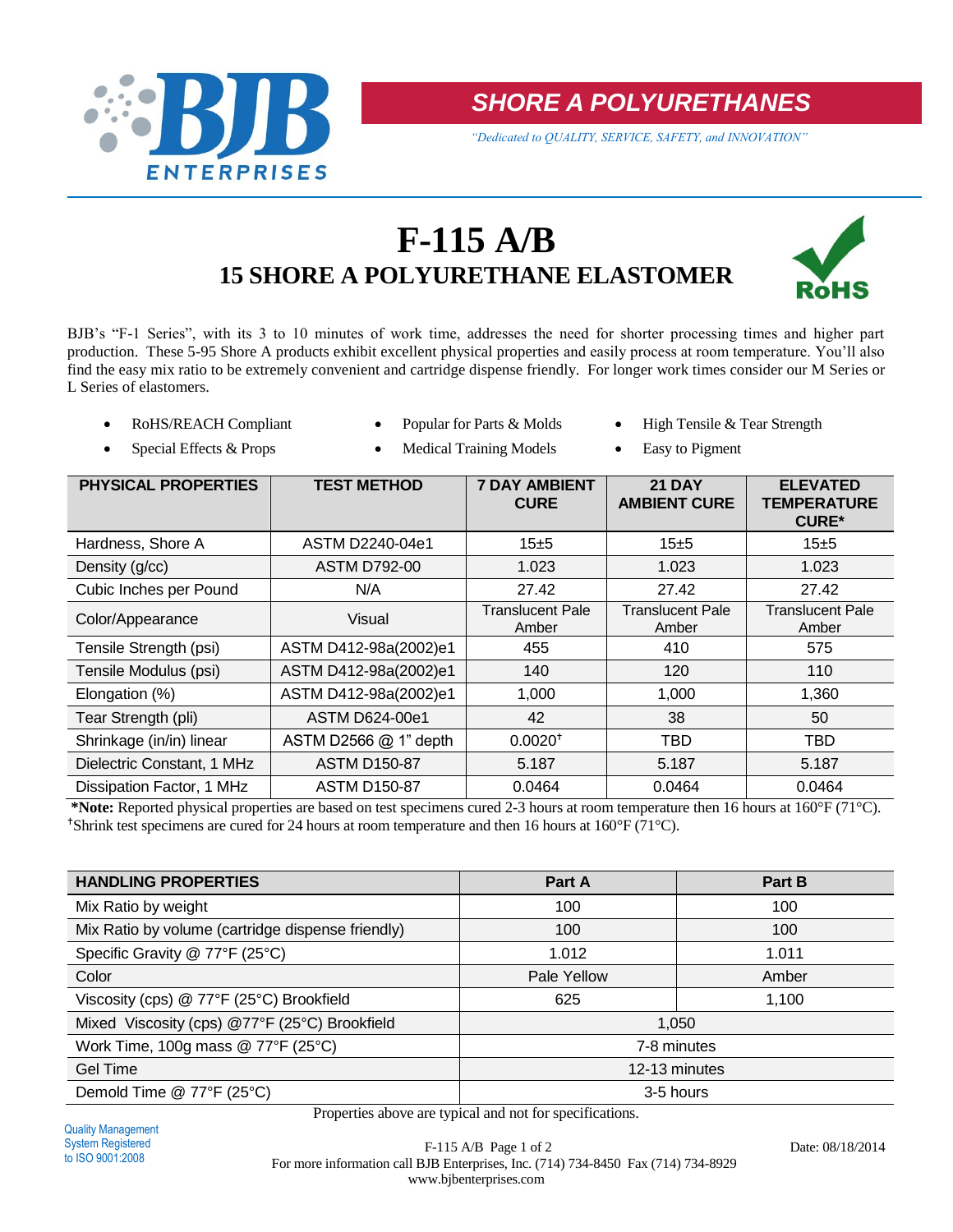# SHORE A POLYURETHANES

*"Dedicated to QUALITY, SERVICE, SAFETY, and INNOVATION"*

# F-115 A/B

## 15 SHORE A POLYURETHANE ELASTOMER

RoHS

BJB's "F-1 Series", with its 3 to 10 minutes of work time, addresses the need for shorter processing times and higher part production. These 5-95 Shore A products exhibit excellent physical properties and easily process at room temperature. You'll also find the easy mix ratio to be extremely convenient and cartridge dispense friendly. For longer work times consider our M Series or L Series of elastomers.

- RoHS/REACH Compliant
- Special Effects & Props
- Popular for Parts & Molds
- Medical Training Models
- High Tensile & Tear Strength
- Easy to Pigment

| PHYSICAL PROPERTIES | TEST METHOD | 7 DAY AMBIENT CURE | 21 DAY AMBIENT CURE | ELEVATED TEMPERATURE CURE* |
|---|---|---|---|---|
| Hardness, Shore A | ASTM D2240-04e1 | 15±5 | 15±5 | 15±5 |
| Density (g/cc) | ASTM D792-00 | 1.023 | 1.023 | 1.023 |
| Cubic Inches per Pound | N/A | 27.42 | 27.42 | 27.42 |
| Color/Appearance | Visual | Translucent Pale Amber | Translucent Pale Amber | Translucent Pale Amber |
| Tensile Strength (psi) | ASTM D412-98a(2002)e1 | 455 | 410 | 575 |
| Tensile Modulus (psi) | ASTM D412-98a(2002)e1 | 140 | 120 | 110 |
| Elongation (%) | ASTM D412-98a(2002)e1 | 1,000 | 1,000 | 1,360 |
| Tear Strength (pli) | ASTM D624-00e1 | 42 | 38 | 50 |
| Shrinkage (in/in) linear | ASTM D2566 @ 1" depth | 0.0020† | TBD | TBD |
| Dielectric Constant, 1 MHz | ASTM D150-87 | 5.187 | 5.187 | 5.187 |
| Dissipation Factor, 1 MHz | ASTM D150-87 | 0.0464 | 0.0464 | 0.0464 |

**\*Note:** Reported physical properties are based on test specimens cured 2-3 hours at room temperature then 16 hours at 160°F (71°C).
†Shrink test specimens are cured for 24 hours at room temperature and then 16 hours at 160°F (71°C).

| HANDLING PROPERTIES | Part A | Part B |
|---|---|---|
| Mix Ratio by weight | 100 | 100 |
| Mix Ratio by volume (cartridge dispense friendly) | 100 | 100 |
| Specific Gravity @ 77°F (25°C) | 1.012 | 1.011 |
| Color | Pale Yellow | Amber |
| Viscosity (cps) @ 77°F (25°C) Brookfield | 625 | 1,100 |
| Mixed Viscosity (cps) @77°F (25°C) Brookfield | 1,050 | |
| Work Time, 100g mass @ 77°F (25°C) | 7-8 minutes | |
| Gel Time | 12-13 minutes | |
| Demold Time @ 77°F (25°C) | 3-5 hours | |

Properties above are typical and not for specifications.

Quality Management System Registered to ISO 9001:2008

For more information call BJB Enterprises, Inc. (714) 734-8450 Fax (714) 734-8929
www.bjbenterprises.com

Date: 08/18/2014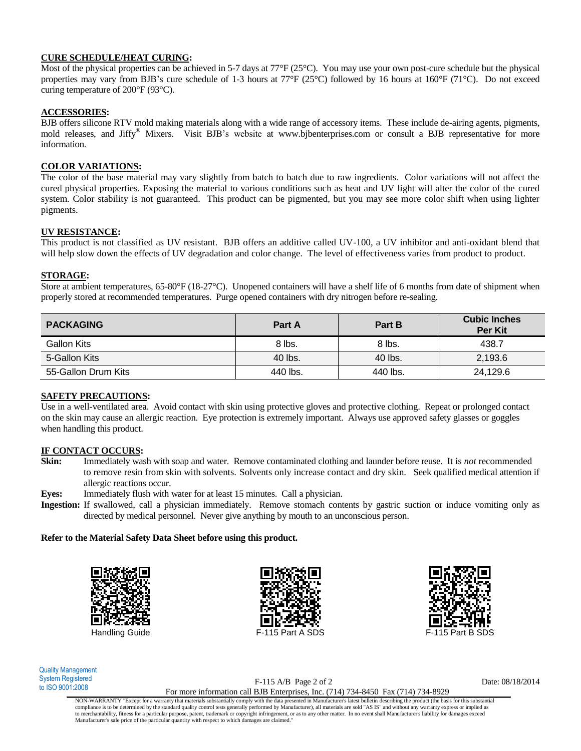**CURE SCHEDULE/HEAT CURING:**

Most of the physical properties can be achieved in 5-7 days at 77°F (25°C). You may use your own post-cure schedule but the physical properties may vary from BJB's cure schedule of 1-3 hours at 77°F (25°C) followed by 16 hours at 160°F (71°C). Do not exceed curing temperature of 200°F (93°C).

**ACCESSORIES:**

BJB offers silicone RTV mold making materials along with a wide range of accessory items. These include de-airing agents, pigments, mold releases, and Jiffy® Mixers. Visit BJB's website at www.bjbenterprises.com or consult a BJB representative for more information.

**COLOR VARIATIONS:**

The color of the base material may vary slightly from batch to batch due to raw ingredients. Color variations will not affect the cured physical properties. Exposing the material to various conditions such as heat and UV light will alter the color of the cured system. Color stability is not guaranteed. This product can be pigmented, but you may see more color shift when using lighter pigments.

**UV RESISTANCE:**

This product is not classified as UV resistant. BJB offers an additive called UV-100, a UV inhibitor and anti-oxidant blend that will help slow down the effects of UV degradation and color change. The level of effectiveness varies from product to product.

**STORAGE:**

Store at ambient temperatures, 65-80°F (18-27°C). Unopened containers will have a shelf life of 6 months from date of shipment when properly stored at recommended temperatures. Purge opened containers with dry nitrogen before re-sealing.

| PACKAGING | Part A | Part B | Cubic Inches Per Kit |
|---|---|---|---|
| Gallon Kits | 8 lbs. | 8 lbs. | 438.7 |
| 5-Gallon Kits | 40 lbs. | 40 lbs. | 2,193.6 |
| 55-Gallon Drum Kits | 440 lbs. | 440 lbs. | 24,129.6 |

**SAFETY PRECAUTIONS:**

Use in a well-ventilated area. Avoid contact with skin using protective gloves and protective clothing. Repeat or prolonged contact on the skin may cause an allergic reaction. Eye protection is extremely important. Always use approved safety glasses or goggles when handling this product.

**IF CONTACT OCCURS:**

**Skin:** Immediately wash with soap and water. Remove contaminated clothing and launder before reuse. It is *not* recommended to remove resin from skin with solvents. Solvents only increase contact and dry skin. Seek qualified medical attention if allergic reactions occur.

**Eyes:** Immediately flush with water for at least 15 minutes. Call a physician.

**Ingestion:** If swallowed, call a physician immediately. Remove stomach contents by gastric suction or induce vomiting only as directed by medical personnel. Never give anything by mouth to an unconscious person.

**Refer to the Material Safety Data Sheet before using this product.**

Handling Guide

F-115 Part A SDS

F-115 Part B SDS

Quality Management System Registered to ISO 9001:2008

F-115 A/B

Date: 08/18/2014

For more information call BJB Enterprises, Inc. (714) 734-8450 Fax (714) 734-8929

NON-WARRANTY "Except for a warranty that materials substantially comply with the data presented in Manufacturer's latest bulletin describing the product (the basis for this substantial compliance is to be determined by the standard quality control tests generally performed by Manufacturer), all materials are sold "AS IS" and without any warranty express or implied as to merchantability, fitness for a particular purpose, patent, trademark or copyright infringement, or as to any other matter. In no event shall Manufacturer's liability for damages exceed Manufacturer's sale price of the particular quantity with respect to which damages are claimed."